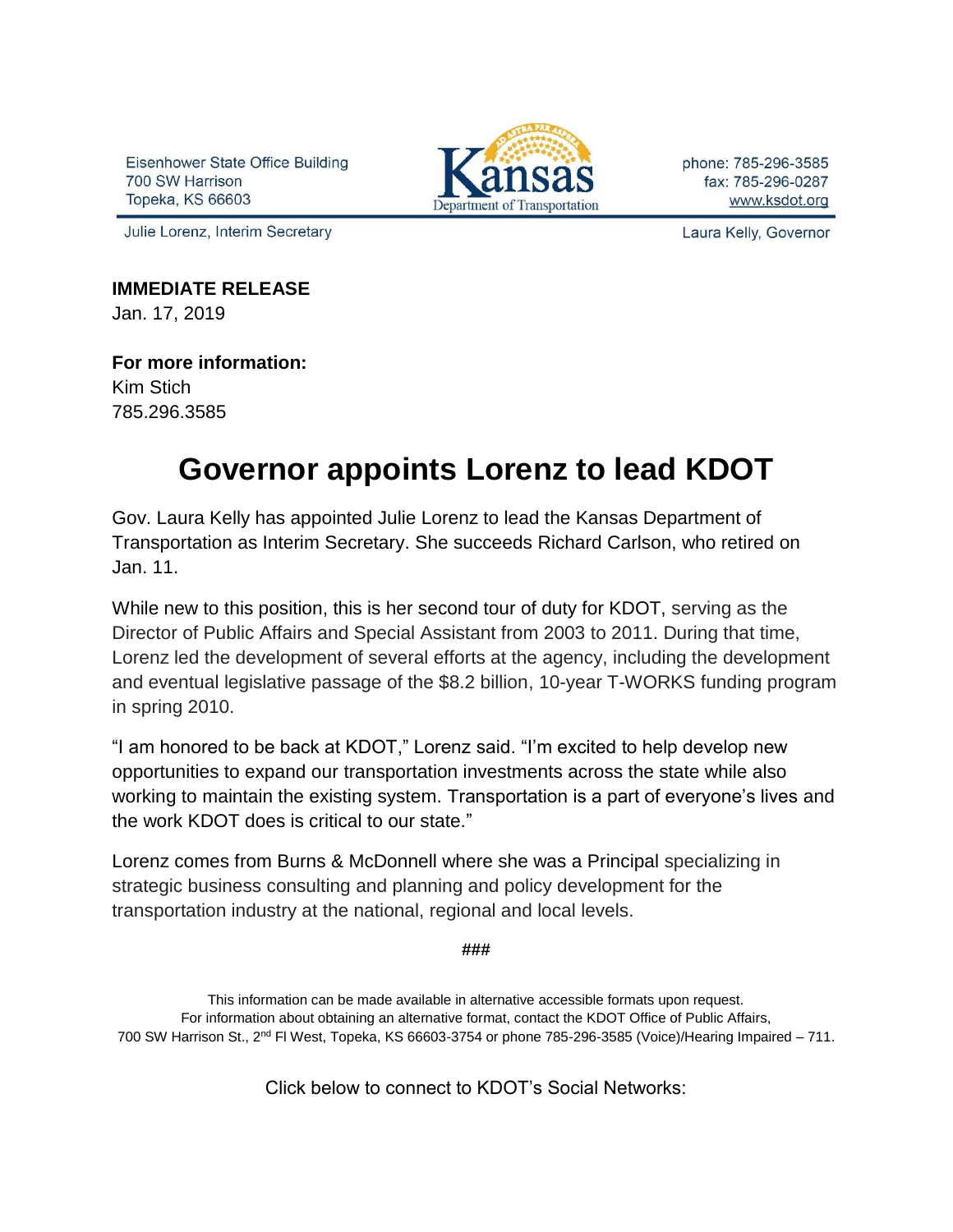Eisenhower State Office Building
700 SW Harrison
Topeka, KS 66603

Kansas Department of Transportation

phone: 785-296-3585
fax: 785-296-0287
www.ksdot.org

Julie Lorenz, Interim Secretary

Laura Kelly, Governor

**IMMEDIATE RELEASE**
Jan. 17, 2019

**For more information:**
Kim Stich
785.296.3585

# Governor appoints Lorenz to lead KDOT

Gov. Laura Kelly has appointed Julie Lorenz to lead the Kansas Department of Transportation as Interim Secretary. She succeeds Richard Carlson, who retired on Jan. 11.

While new to this position, this is her second tour of duty for KDOT, serving as the Director of Public Affairs and Special Assistant from 2003 to 2011. During that time, Lorenz led the development of several efforts at the agency, including the development and eventual legislative passage of the $8.2 billion, 10-year T-WORKS funding program in spring 2010.

"I am honored to be back at KDOT," Lorenz said. "I'm excited to help develop new opportunities to expand our transportation investments across the state while also working to maintain the existing system. Transportation is a part of everyone's lives and the work KDOT does is critical to our state."

Lorenz comes from Burns & McDonnell where she was a Principal specializing in strategic business consulting and planning and policy development for the transportation industry at the national, regional and local levels.

###

This information can be made available in alternative accessible formats upon request.
For information about obtaining an alternative format, contact the KDOT Office of Public Affairs,
700 SW Harrison St., 2nd Fl West, Topeka, KS 66603-3754 or phone 785-296-3585 (Voice)/Hearing Impaired – 711.

Click below to connect to KDOT's Social Networks: